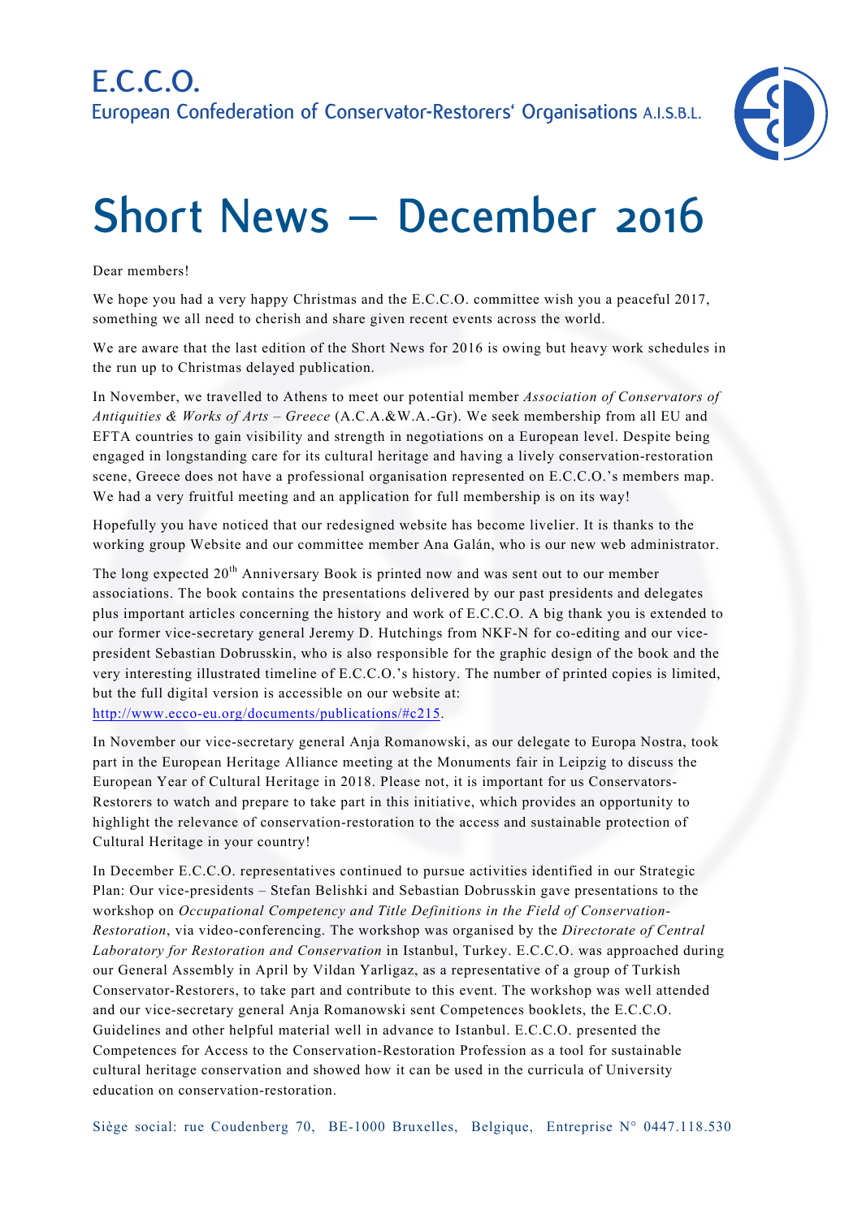# E.C.C.O.

European Confederation of Conservator-Restorers' Organisations A.I.S.B.L.

# Short News – December 2016

Dear members!

We hope you had a very happy Christmas and the E.C.C.O. committee wish you a peaceful 2017, something we all need to cherish and share given recent events across the world.

We are aware that the last edition of the Short News for 2016 is owing but heavy work schedules in the run up to Christmas delayed publication.

In November, we travelled to Athens to meet our potential member *Association of Conservators of Antiquities & Works of Arts – Greece* (A.C.A.&W.A.-Gr). We seek membership from all EU and EFTA countries to gain visibility and strength in negotiations on a European level. Despite being engaged in longstanding care for its cultural heritage and having a lively conservation-restoration scene, Greece does not have a professional organisation represented on E.C.C.O.'s members map. We had a very fruitful meeting and an application for full membership is on its way!

Hopefully you have noticed that our redesigned website has become livelier. It is thanks to the working group Website and our committee member Ana Galán, who is our new web administrator.

The long expected 20th Anniversary Book is printed now and was sent out to our member associations. The book contains the presentations delivered by our past presidents and delegates plus important articles concerning the history and work of E.C.C.O. A big thank you is extended to our former vice-secretary general Jeremy D. Hutchings from NKF-N for co-editing and our vice-president Sebastian Dobrusskin, who is also responsible for the graphic design of the book and the very interesting illustrated timeline of E.C.C.O.'s history. The number of printed copies is limited, but the full digital version is accessible on our website at: [http://www.ecco-eu.org/documents/publications/#c215](http://www.ecco-eu.org/documents/publications/#c215).

In November our vice-secretary general Anja Romanowski, as our delegate to Europa Nostra, took part in the European Heritage Alliance meeting at the Monuments fair in Leipzig to discuss the European Year of Cultural Heritage in 2018. Please not, it is important for us Conservators-Restorers to watch and prepare to take part in this initiative, which provides an opportunity to highlight the relevance of conservation-restoration to the access and sustainable protection of Cultural Heritage in your country!

In December E.C.C.O. representatives continued to pursue activities identified in our Strategic Plan: Our vice-presidents – Stefan Belishki and Sebastian Dobrusskin gave presentations to the workshop on *Occupational Competency and Title Definitions in the Field of Conservation-Restoration*, via video-conferencing. The workshop was organised by the *Directorate of Central Laboratory for Restoration and Conservation* in Istanbul, Turkey. E.C.C.O. was approached during our General Assembly in April by Vildan Yarligaz, as a representative of a group of Turkish Conservator-Restorers, to take part and contribute to this event. The workshop was well attended and our vice-secretary general Anja Romanowski sent Competences booklets, the E.C.C.O. Guidelines and other helpful material well in advance to Istanbul. E.C.C.O. presented the Competences for Access to the Conservation-Restoration Profession as a tool for sustainable cultural heritage conservation and showed how it can be used in the curricula of University education on conservation-restoration.

Siège social: rue Coudenberg 70, BE-1000 Bruxelles, Belgique, Entreprise N° 0447.118.530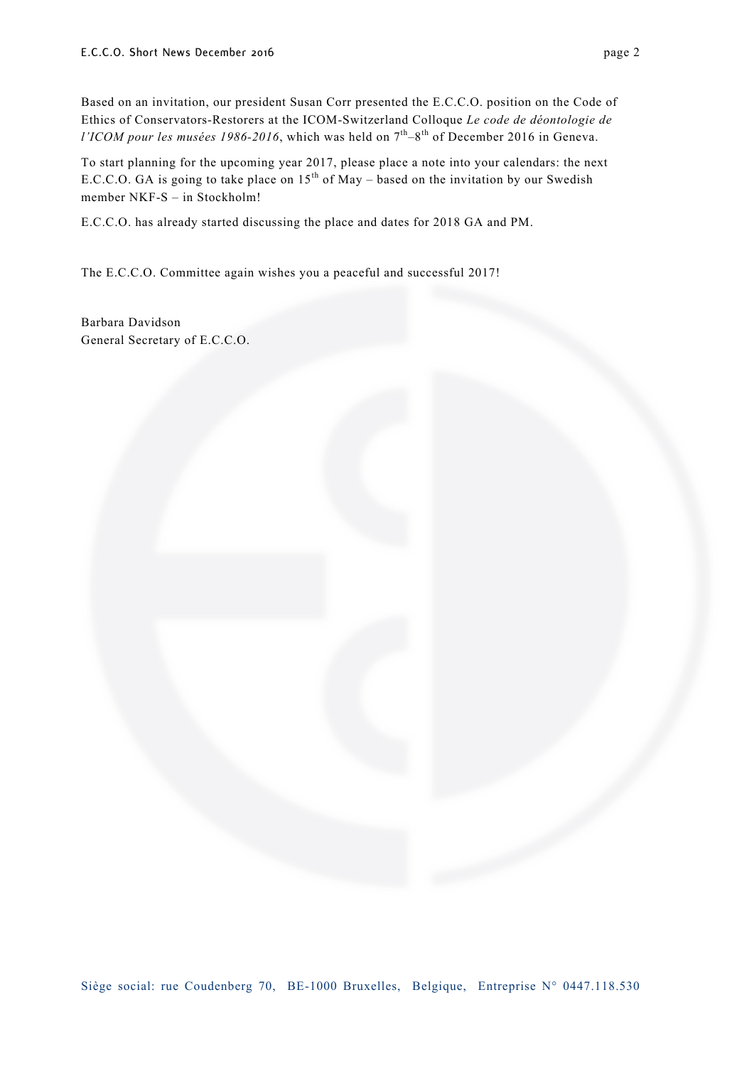Based on an invitation, our president Susan Corr presented the E.C.C.O. position on the Code of Ethics of Conservators-Restorers at the ICOM-Switzerland Colloque *Le code de déontologie de l'ICOM pour les musées 1986-2016*, which was held on 7th–8th of December 2016 in Geneva.

To start planning for the upcoming year 2017, please place a note into your calendars: the next E.C.C.O. GA is going to take place on 15th of May – based on the invitation by our Swedish member NKF-S – in Stockholm!

E.C.C.O. has already started discussing the place and dates for 2018 GA and PM.

The E.C.C.O. Committee again wishes you a peaceful and successful 2017!

Barbara Davidson
General Secretary of E.C.C.O.